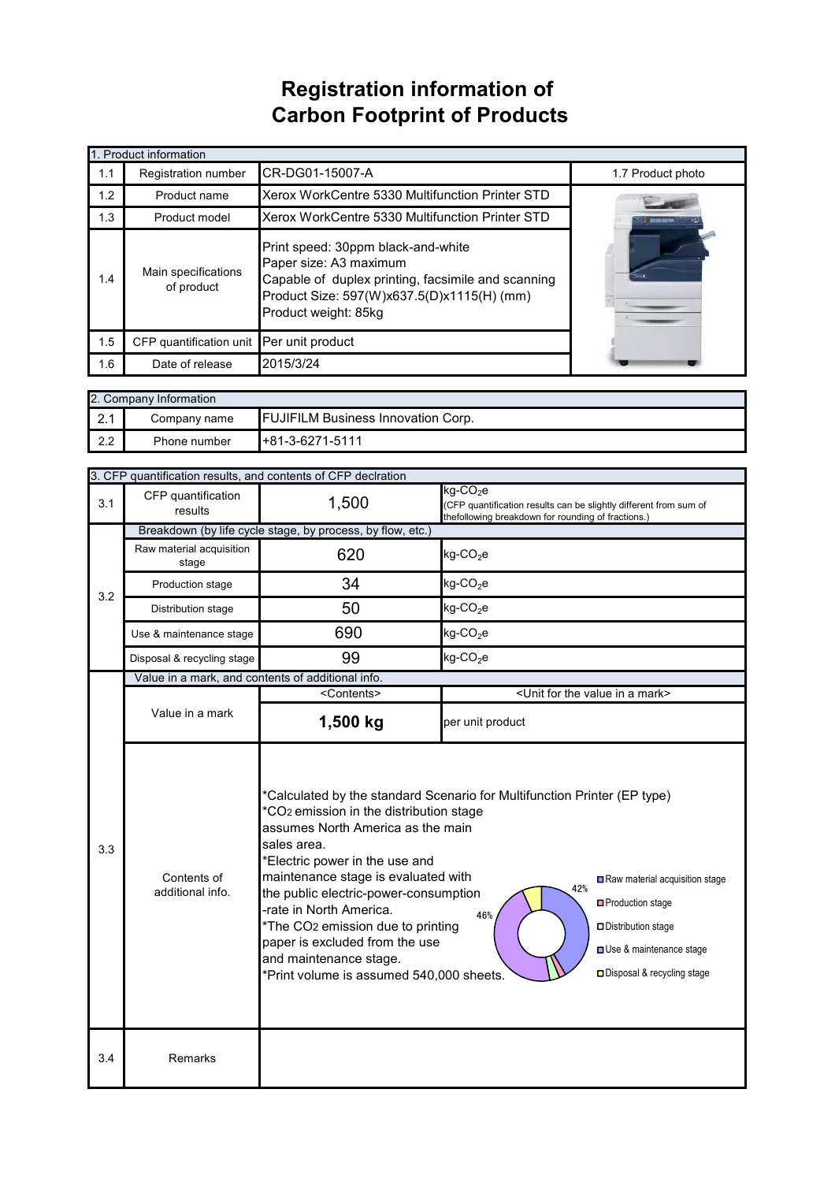# Registration information of Carbon Footprint of Products

| 1. Product information | | | |
|---|---|---|---|
| 1.1 | Registration number | CR-DG01-15007-A | 1.7 Product photo |
| 1.2 | Product name | Xerox WorkCentre 5330 Multifunction Printer STD | |
| 1.3 | Product model | Xerox WorkCentre 5330 Multifunction Printer STD | |
| 1.4 | Main specifications of product | Print speed: 30ppm black-and-white<br>Paper size: A3 maximum<br>Capable of duplex printing, facsimile and scanning<br>Product Size: 597(W)x637.5(D)x1115(H) (mm)<br>Product weight: 85kg | |
| 1.5 | CFP quantification unit | Per unit product | |
| 1.6 | Date of release | 2015/3/24 | |

| 2. Company Information | | |
|---|---|---|
| 2.1 | Company name | FUJIFILM Business Innovation Corp. |
| 2.2 | Phone number | +81-3-6271-5111 |

| 3. CFP quantification results, and contents of CFP declration | | | |
|---|---|---|---|
| 3.1 | CFP quantification results | 1,500 | kg-$CO_2$e<br>(CFP quantification results can be slightly different from sum of thefollowing breakdown for rounding of fractions.) |
| 3.2 | Breakdown (by life cycle stage, by process, by flow, etc.) | | |
| | Raw material acquisition stage | 620 | kg-$CO_2$e |
| | Production stage | 34 | kg-$CO_2$e |
| | Distribution stage | 50 | kg-$CO_2$e |
| | Use & maintenance stage | 690 | kg-$CO_2$e |
| | Disposal & recycling stage | 99 | kg-$CO_2$e |
| 3.3 | Value in a mark, and contents of additional info. | | |
| | | <Contents> | <Unit for the value in a mark> |
| | Value in a mark | **1,500 kg** | per unit product |
| | Contents of additional info. | *Calculated by the standard Scenario for Multifunction Printer (EP type)<br>*$CO_2$ emission in the distribution stage assumes North America as the main sales area.<br>*Electric power in the use and maintenance stage is evaluated with the public electric-power-consumption -rate in North America.<br>*The $CO_2$ emission due to printing paper is excluded from the use and maintenance stage.<br>*Print volume is assumed 540,000 sheets. | Chart: Raw material acquisition stage 42%; Production stage; Distribution stage; Use & maintenance stage 46%; Disposal & recycling stage |
| 3.4 | Remarks | | |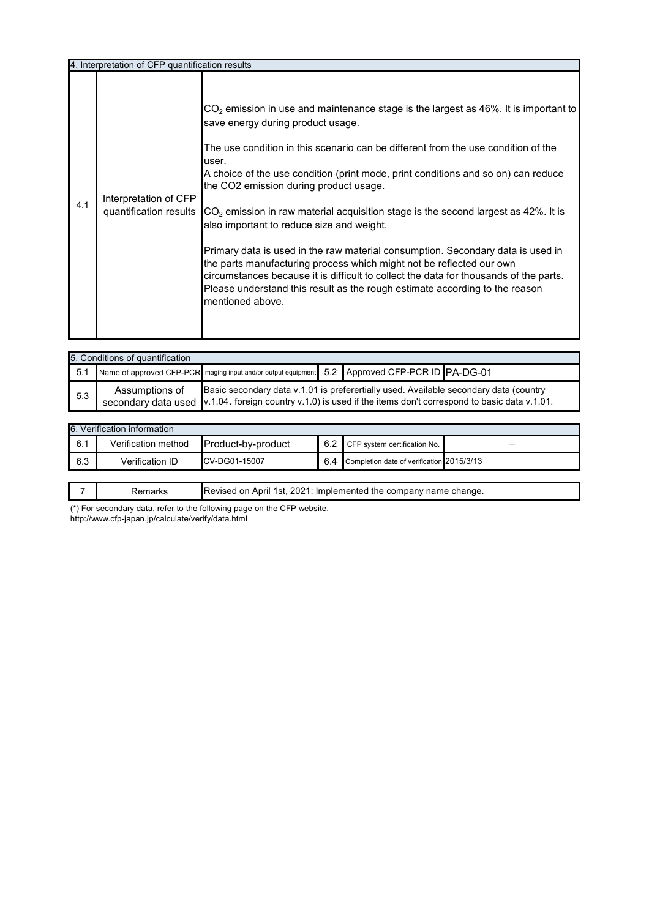## 4. Interpretation of CFP quantification results

| | | |
|---|---|---|
| 4.1 | Interpretation of CFP quantification results | $CO_2$ emission in use and maintenance stage is the largest as 46%. It is important to save energy during product usage.<br><br>The use condition in this scenario can be different from the use condition of the user.<br>A choice of the use condition (print mode, print conditions and so on) can reduce the CO2 emission during product usage.<br><br>$CO_2$ emission in raw material acquisition stage is the second largest as 42%. It is also important to reduce size and weight.<br><br>Primary data is used in the raw material consumption. Secondary data is used in the parts manufacturing process which might not be reflected our own circumstances because it is difficult to collect the data for thousands of the parts. Please understand this result as the rough estimate according to the reason mentioned above. |

## 5. Conditions of quantification

| | | | | | |
|---|---|---|---|---|---|
| 5.1 | Name of approved CFP-PCR | Imaging input and/or output equipment | 5.2 | Approved CFP-PCR ID | PA-DG-01 |
| 5.3 | Assumptions of secondary data used | Basic secondary data v.1.01 is prefererntially used. Available secondary data (country v.1.04、foreign country v.1.0) is used if the items don't correspond to basic data v.1.01. | | | |

## 6. Verification information

| | | | | | |
|---|---|---|---|---|---|
| 6.1 | Verification method | Product-by-product | 6.2 | CFP system certification No. | － |
| 6.3 | Verification ID | CV-DG01-15007 | 6.4 | Completion date of verification | 2015/3/13 |

| | | |
|---|---|---|
| 7 | Remarks | Revised on April 1st, 2021: Implemented the company name change. |

(*) For secondary data, refer to the following page on the CFP website.
http://www.cfp-japan.jp/calculate/verify/data.html